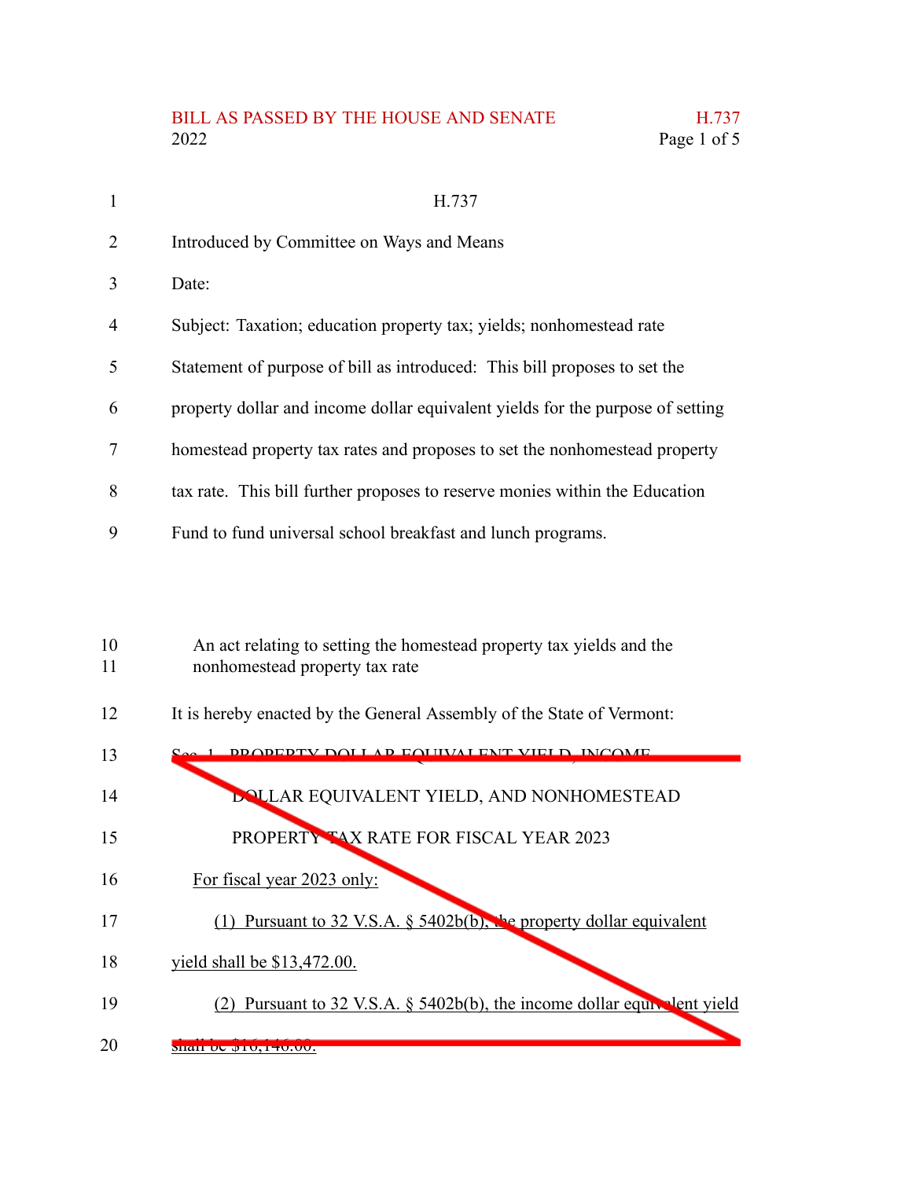H.737

Introduced by Committee on Ways and Means

Date:

Subject: Taxation; education property tax; yields; nonhomestead rate

Statement of purpose of bill as introduced: This bill proposes to set the property dollar and income dollar equivalent yields for the purpose of setting homestead property tax rates and proposes to set the nonhomestead property tax rate. This bill further proposes to reserve monies within the Education Fund to fund universal school breakfast and lunch programs.

An act relating to setting the homestead property tax yields and the nonhomestead property tax rate

It is hereby enacted by the General Assembly of the State of Vermont:

Sec. 1. PROPERTY DOLLAR EQUIVALENT YIELD, INCOME DOLLAR EQUIVALENT YIELD, AND NONHOMESTEAD PROPERTY TAX RATE FOR FISCAL YEAR 2023

For fiscal year 2023 only:

(1) Pursuant to 32 V.S.A. § 5402b(b), the property dollar equivalent yield shall be $13,472.00.

(2) Pursuant to 32 V.S.A. § 5402b(b), the income dollar equivalent yield shall be $16,146.00.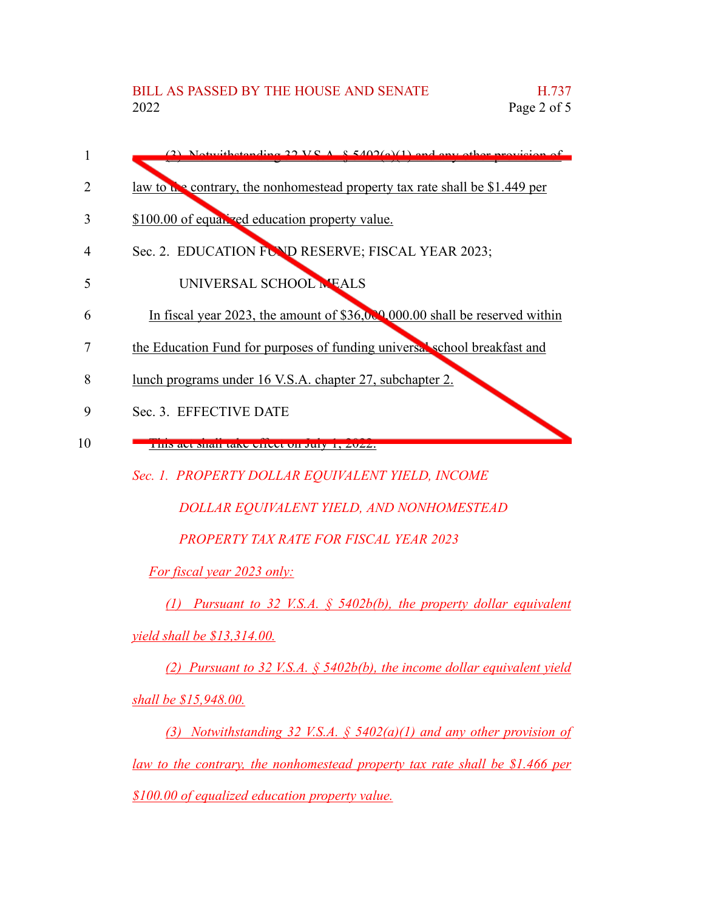(3) Notwithstanding 32 V.S.A. § 5402(a)(1) and any other provision of law to the contrary, the nonhomestead property tax rate shall be $1.449 per $100.00 of equalized education property value.

Sec. 2. EDUCATION FUND RESERVE; FISCAL YEAR 2023; UNIVERSAL SCHOOL MEALS

In fiscal year 2023, the amount of $36,000,000.00 shall be reserved within the Education Fund for purposes of funding universal school breakfast and lunch programs under 16 V.S.A. chapter 27, subchapter 2.

Sec. 3. EFFECTIVE DATE

This act shall take effect on July 1, 2022.

*Sec. 1. PROPERTY DOLLAR EQUIVALENT YIELD, INCOME DOLLAR EQUIVALENT YIELD, AND NONHOMESTEAD PROPERTY TAX RATE FOR FISCAL YEAR 2023*

*For fiscal year 2023 only:*

*(1) Pursuant to 32 V.S.A. § 5402b(b), the property dollar equivalent yield shall be $13,314.00.*

*(2) Pursuant to 32 V.S.A. § 5402b(b), the income dollar equivalent yield shall be $15,948.00.*

*(3) Notwithstanding 32 V.S.A. § 5402(a)(1) and any other provision of law to the contrary, the nonhomestead property tax rate shall be $1.466 per $100.00 of equalized education property value.*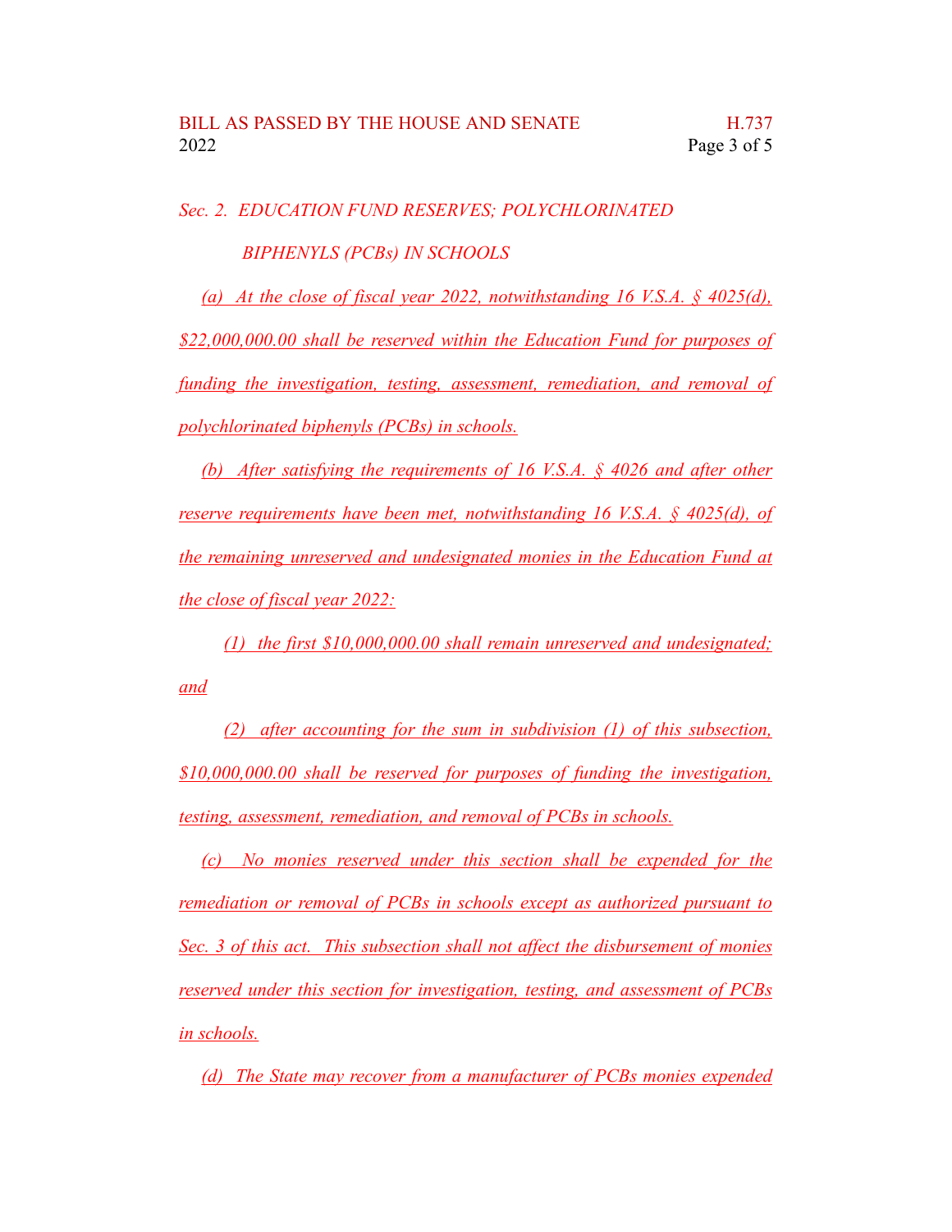*Sec. 2. EDUCATION FUND RESERVES; POLYCHLORINATED BIPHENYLS (PCBs) IN SCHOOLS*

*(a) At the close of fiscal year 2022, notwithstanding 16 V.S.A. § 4025(d), $22,000,000.00 shall be reserved within the Education Fund for purposes of funding the investigation, testing, assessment, remediation, and removal of polychlorinated biphenyls (PCBs) in schools.*

*(b) After satisfying the requirements of 16 V.S.A. § 4026 and after other reserve requirements have been met, notwithstanding 16 V.S.A. § 4025(d), of the remaining unreserved and undesignated monies in the Education Fund at the close of fiscal year 2022:*

*(1) the first $10,000,000.00 shall remain unreserved and undesignated; and*

*(2) after accounting for the sum in subdivision (1) of this subsection, $10,000,000.00 shall be reserved for purposes of funding the investigation, testing, assessment, remediation, and removal of PCBs in schools.*

*(c) No monies reserved under this section shall be expended for the remediation or removal of PCBs in schools except as authorized pursuant to Sec. 3 of this act. This subsection shall not affect the disbursement of monies reserved under this section for investigation, testing, and assessment of PCBs in schools.*

*(d) The State may recover from a manufacturer of PCBs monies expended*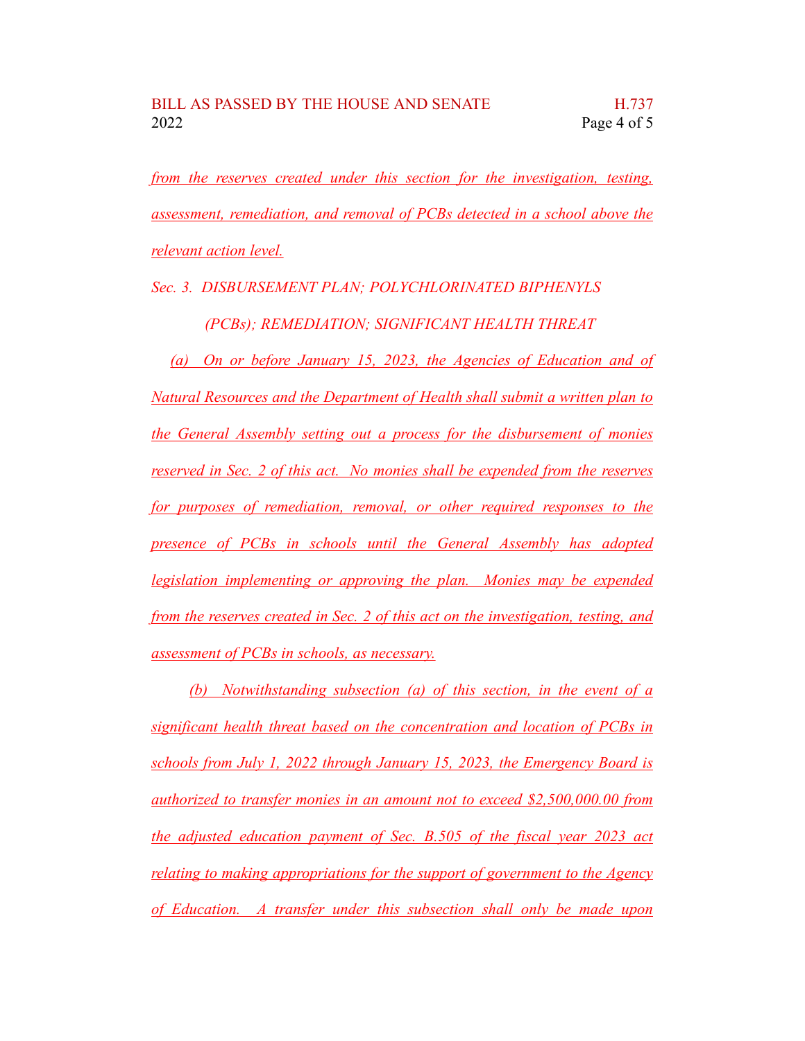*from the reserves created under this section for the investigation, testing, assessment, remediation, and removal of PCBs detected in a school above the relevant action level.*

*Sec. 3. DISBURSEMENT PLAN; POLYCHLORINATED BIPHENYLS (PCBs); REMEDIATION; SIGNIFICANT HEALTH THREAT*

*(a) On or before January 15, 2023, the Agencies of Education and of Natural Resources and the Department of Health shall submit a written plan to the General Assembly setting out a process for the disbursement of monies reserved in Sec. 2 of this act. No monies shall be expended from the reserves for purposes of remediation, removal, or other required responses to the presence of PCBs in schools until the General Assembly has adopted legislation implementing or approving the plan. Monies may be expended from the reserves created in Sec. 2 of this act on the investigation, testing, and assessment of PCBs in schools, as necessary.*

*(b) Notwithstanding subsection (a) of this section, in the event of a significant health threat based on the concentration and location of PCBs in schools from July 1, 2022 through January 15, 2023, the Emergency Board is authorized to transfer monies in an amount not to exceed $2,500,000.00 from the adjusted education payment of Sec. B.505 of the fiscal year 2023 act relating to making appropriations for the support of government to the Agency of Education. A transfer under this subsection shall only be made upon*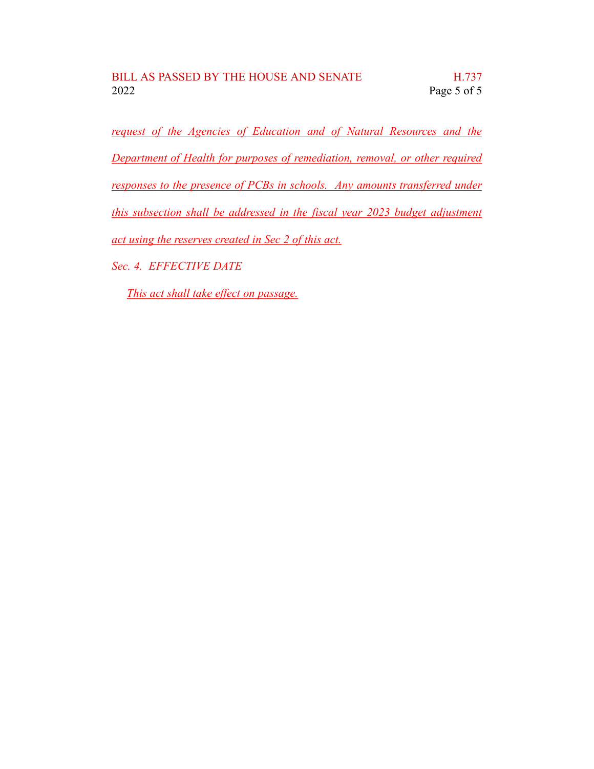*request of the Agencies of Education and of Natural Resources and the Department of Health for purposes of remediation, removal, or other required responses to the presence of PCBs in schools. Any amounts transferred under this subsection shall be addressed in the fiscal year 2023 budget adjustment act using the reserves created in Sec 2 of this act.*

*Sec. 4. EFFECTIVE DATE*

*This act shall take effect on passage.*